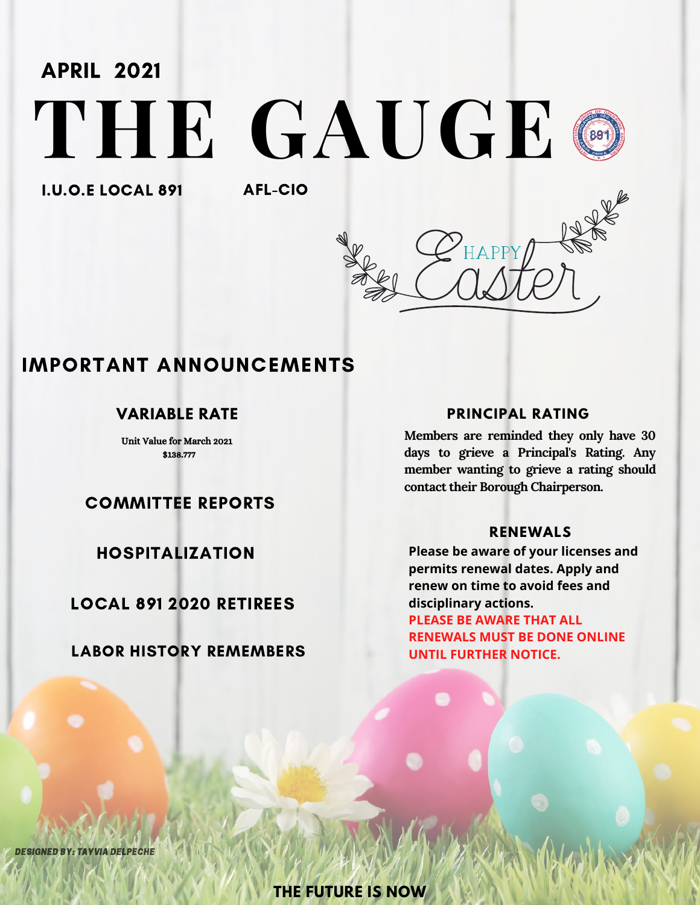APRIL 2021

# THE GAUGE

**I.U.O.E LOCAL 891** **AFL-CIO**

HAPPY Easter

## IMPORTANT ANNOUNCEMENTS

### VARIABLE RATE

Unit Value for March 2021
$138.777

### COMMITTEE REPORTS

### HOSPITALIZATION

### LOCAL 891 2020 RETIREES

### LABOR HISTORY REMEMBERS

### PRINCIPAL RATING

**Members are reminded they only have 30 days to grieve a Principal's Rating. Any member wanting to grieve a rating should contact their Borough Chairperson.**

### RENEWALS

**Please be aware of your licenses and permits renewal dates. Apply and renew on time to avoid fees and disciplinary actions.**

**PLEASE BE AWARE THAT ALL RENEWALS MUST BE DONE ONLINE UNTIL FURTHER NOTICE.**

***DESIGNED BY: TAYVIA DELPECHE***

**THE FUTURE IS NOW**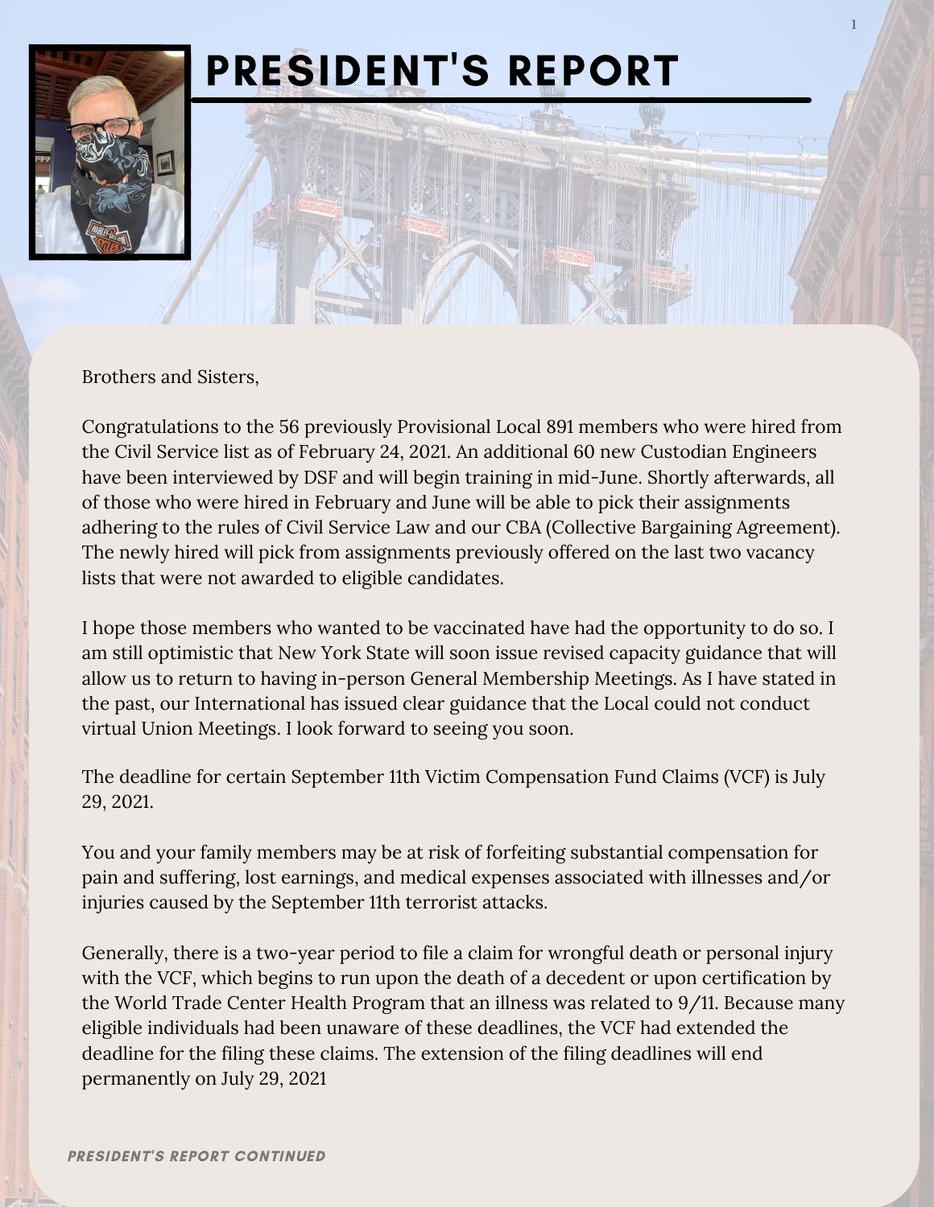# PRESIDENT'S REPORT

Brothers and Sisters,

Congratulations to the 56 previously Provisional Local 891 members who were hired from the Civil Service list as of February 24, 2021. An additional 60 new Custodian Engineers have been interviewed by DSF and will begin training in mid-June. Shortly afterwards, all of those who were hired in February and June will be able to pick their assignments adhering to the rules of Civil Service Law and our CBA (Collective Bargaining Agreement). The newly hired will pick from assignments previously offered on the last two vacancy lists that were not awarded to eligible candidates.

I hope those members who wanted to be vaccinated have had the opportunity to do so. I am still optimistic that New York State will soon issue revised capacity guidance that will allow us to return to having in-person General Membership Meetings. As I have stated in the past, our International has issued clear guidance that the Local could not conduct virtual Union Meetings. I look forward to seeing you soon.

The deadline for certain September 11th Victim Compensation Fund Claims (VCF) is July 29, 2021.

You and your family members may be at risk of forfeiting substantial compensation for pain and suffering, lost earnings, and medical expenses associated with illnesses and/or injuries caused by the September 11th terrorist attacks.

Generally, there is a two-year period to file a claim for wrongful death or personal injury with the VCF, which begins to run upon the death of a decedent or upon certification by the World Trade Center Health Program that an illness was related to 9/11. Because many eligible individuals had been unaware of these deadlines, the VCF had extended the deadline for the filing these claims. The extension of the filing deadlines will end permanently on July 29, 2021

***PRESIDENT'S REPORT CONTINUED***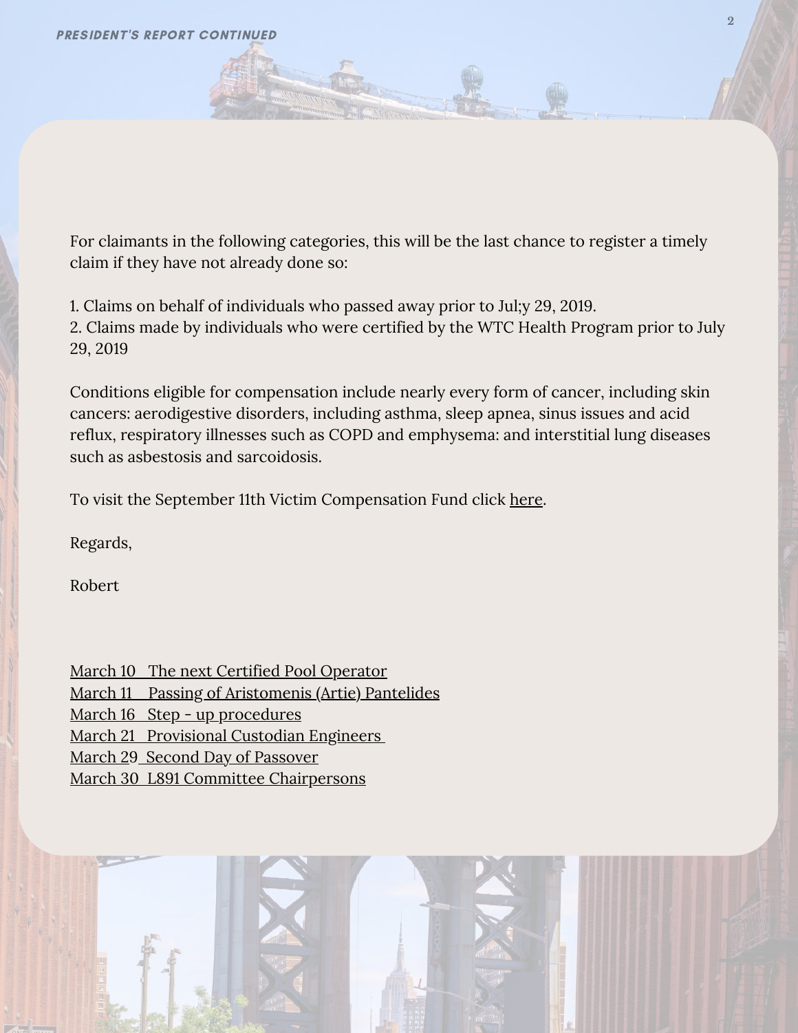For claimants in the following categories, this will be the last chance to register a timely claim if they have not already done so:

1. Claims on behalf of individuals who passed away prior to Jul;y 29, 2019.
2. Claims made by individuals who were certified by the WTC Health Program prior to July 29, 2019

Conditions eligible for compensation include nearly every form of cancer, including skin cancers: aerodigestive disorders, including asthma, sleep apnea, sinus issues and acid reflux, respiratory illnesses such as COPD and emphysema: and interstitial lung diseases such as asbestosis and sarcoidosis.

To visit the September 11th Victim Compensation Fund click here.

Regards,

Robert

March 10 The next Certified Pool Operator
March 11 Passing of Aristomenis (Artie) Pantelides
March 16 Step - up procedures
March 21 Provisional Custodian Engineers
March 29 Second Day of Passover
March 30 L891 Committee Chairpersons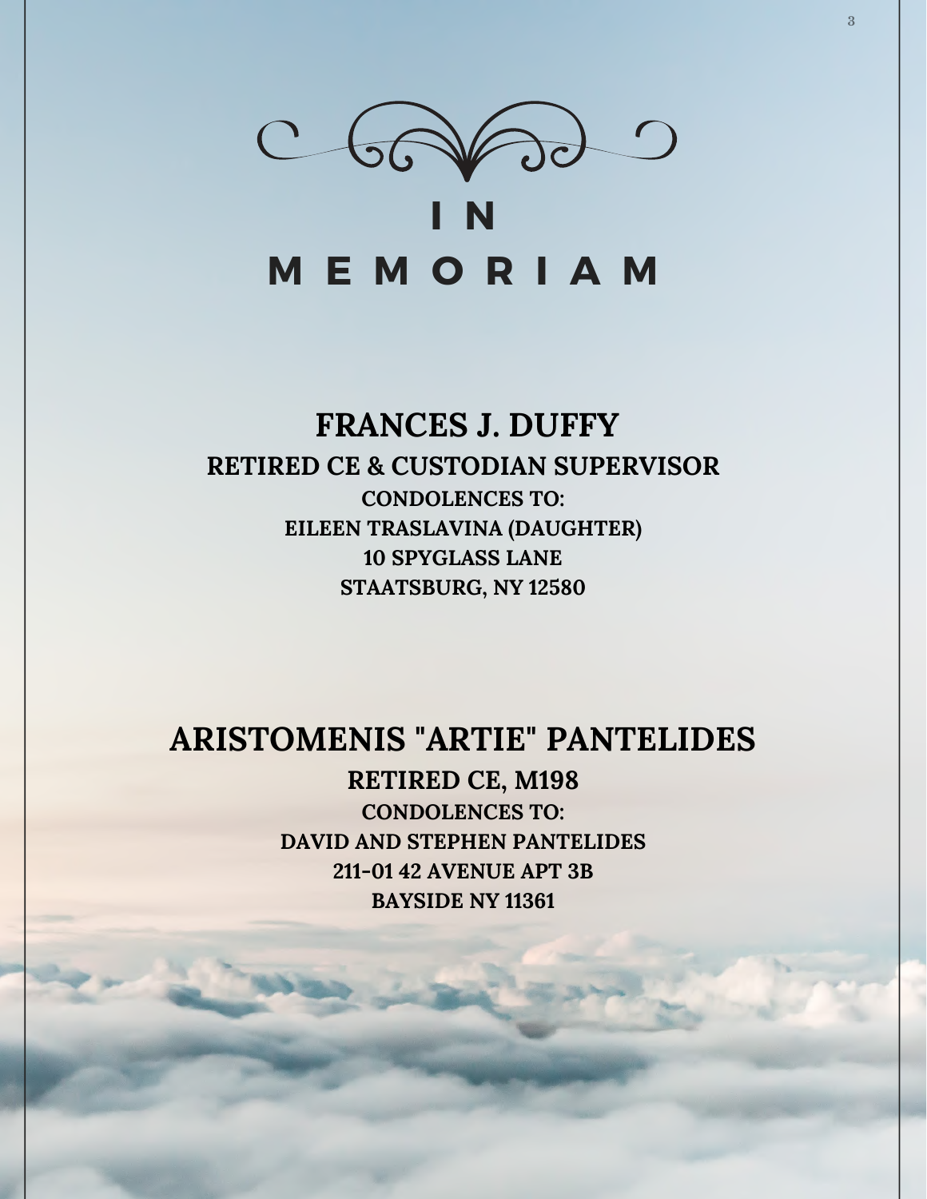# IN MEMORIAM

## FRANCES J. DUFFY

**RETIRED CE & CUSTODIAN SUPERVISOR**

**CONDOLENCES TO:**
**EILEEN TRASLAVINA (DAUGHTER)**
**10 SPYGLASS LANE**
**STAATSBURG, NY 12580**

## ARISTOMENIS "ARTIE" PANTELIDES

**RETIRED CE, M198**

**CONDOLENCES TO:**
**DAVID AND STEPHEN PANTELIDES**
**211-01 42 AVENUE APT 3B**
**BAYSIDE NY 11361**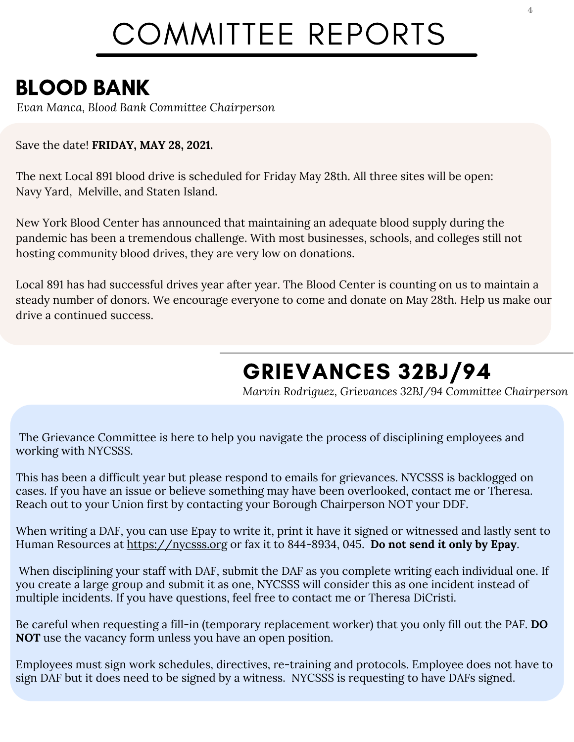# COMMITTEE REPORTS

## BLOOD BANK

*Evan Manca, Blood Bank Committee Chairperson*

Save the date! **FRIDAY, MAY 28, 2021.**

The next Local 891 blood drive is scheduled for Friday May 28th. All three sites will be open: Navy Yard, Melville, and Staten Island.

New York Blood Center has announced that maintaining an adequate blood supply during the pandemic has been a tremendous challenge. With most businesses, schools, and colleges still not hosting community blood drives, they are very low on donations.

Local 891 has had successful drives year after year. The Blood Center is counting on us to maintain a steady number of donors. We encourage everyone to come and donate on May 28th. Help us make our drive a continued success.

## GRIEVANCES 32BJ/94

*Marvin Rodriguez, Grievances 32BJ/94 Committee Chairperson*

The Grievance Committee is here to help you navigate the process of disciplining employees and working with NYCSSS.

This has been a difficult year but please respond to emails for grievances. NYCSSS is backlogged on cases. If you have an issue or believe something may have been overlooked, contact me or Theresa. Reach out to your Union first by contacting your Borough Chairperson NOT your DDF.

When writing a DAF, you can use Epay to write it, print it have it signed or witnessed and lastly sent to Human Resources at https://nycsss.org or fax it to 844-8934, 045. **Do not send it only by Epay**.

When disciplining your staff with DAF, submit the DAF as you complete writing each individual one. If you create a large group and submit it as one, NYCSSS will consider this as one incident instead of multiple incidents. If you have questions, feel free to contact me or Theresa DiCristi.

Be careful when requesting a fill-in (temporary replacement worker) that you only fill out the PAF. **DO NOT** use the vacancy form unless you have an open position.

Employees must sign work schedules, directives, re-training and protocols. Employee does not have to sign DAF but it does need to be signed by a witness. NYCSSS is requesting to have DAFs signed.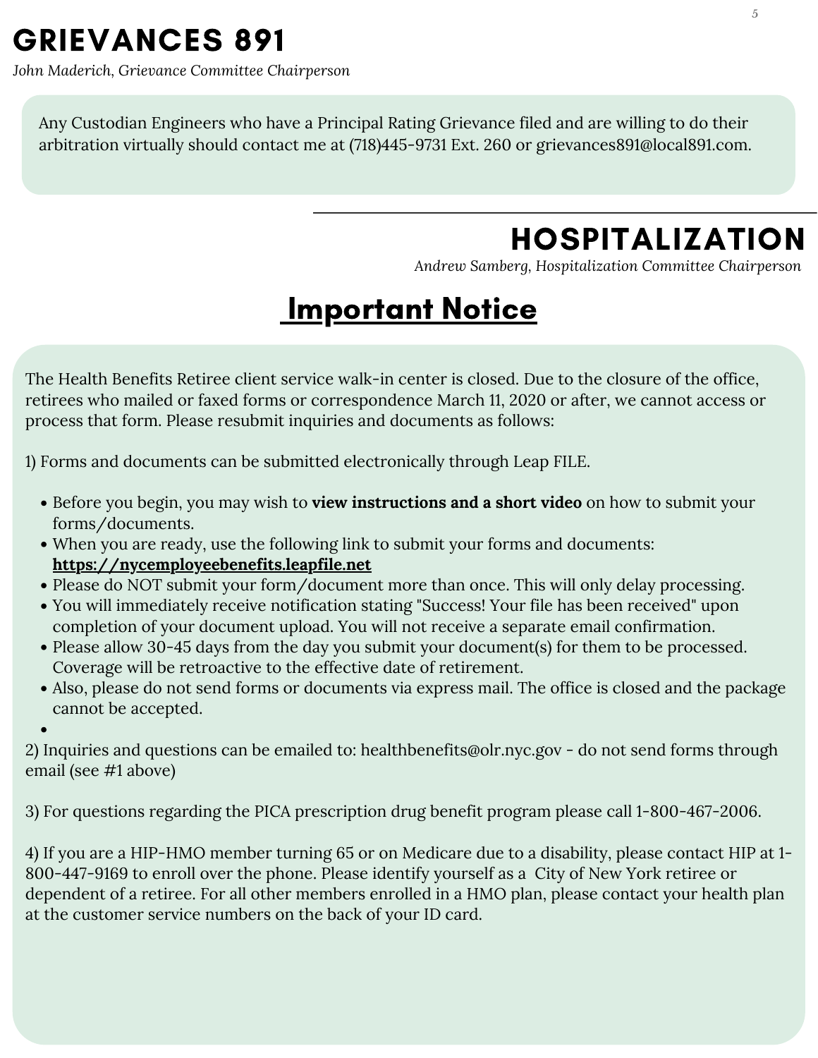# GRIEVANCES 891

*John Maderich, Grievance Committee Chairperson*

Any Custodian Engineers who have a Principal Rating Grievance filed and are willing to do their arbitration virtually should contact me at (718)445-9731 Ext. 260 or grievances891@local891.com.

# HOSPITALIZATION

*Andrew Samberg, Hospitalization Committee Chairperson*

## Important Notice

The Health Benefits Retiree client service walk-in center is closed. Due to the closure of the office, retirees who mailed or faxed forms or correspondence March 11, 2020 or after, we cannot access or process that form. Please resubmit inquiries and documents as follows:

1) Forms and documents can be submitted electronically through Leap FILE.

- Before you begin, you may wish to **view instructions and a short video** on how to submit your forms/documents.
- When you are ready, use the following link to submit your forms and documents: **https://nycemployeebenefits.leapfile.net**
- Please do NOT submit your form/document more than once. This will only delay processing.
- You will immediately receive notification stating "Success! Your file has been received" upon completion of your document upload. You will not receive a separate email confirmation.
- Please allow 30-45 days from the day you submit your document(s) for them to be processed. Coverage will be retroactive to the effective date of retirement.
- Also, please do not send forms or documents via express mail. The office is closed and the package cannot be accepted.

2) Inquiries and questions can be emailed to: healthbenefits@olr.nyc.gov - do not send forms through email (see #1 above)

3) For questions regarding the PICA prescription drug benefit program please call 1-800-467-2006.

4) If you are a HIP-HMO member turning 65 or on Medicare due to a disability, please contact HIP at 1-800-447-9169 to enroll over the phone. Please identify yourself as a City of New York retiree or dependent of a retiree. For all other members enrolled in a HMO plan, please contact your health plan at the customer service numbers on the back of your ID card.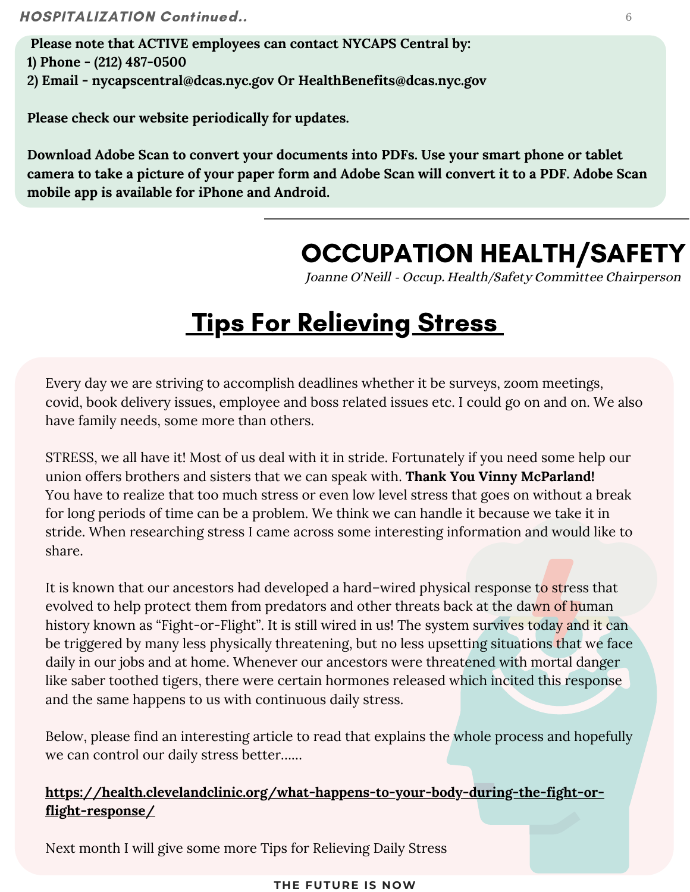**Please note that ACTIVE employees can contact NYCAPS Central by:**
**1) Phone - (212) 487-0500**
**2) Email - nycapscentral@dcas.nyc.gov Or HealthBenefits@dcas.nyc.gov**

**Please check our website periodically for updates.**

**Download Adobe Scan to convert your documents into PDFs. Use your smart phone or tablet camera to take a picture of your paper form and Adobe Scan will convert it to a PDF. Adobe Scan mobile app is available for iPhone and Android.**

# OCCUPATION HEALTH/SAFETY

*Joanne O'Neill - Occup. Health/Safety Committee Chairperson*

## Tips For Relieving Stress

Every day we are striving to accomplish deadlines whether it be surveys, zoom meetings, covid, book delivery issues, employee and boss related issues etc. I could go on and on. We also have family needs, some more than others.

STRESS, we all have it! Most of us deal with it in stride. Fortunately if you need some help our union offers brothers and sisters that we can speak with. **Thank You Vinny McParland!** You have to realize that too much stress or even low level stress that goes on without a break for long periods of time can be a problem. We think we can handle it because we take it in stride. When researching stress I came across some interesting information and would like to share.

It is known that our ancestors had developed a hard–wired physical response to stress that evolved to help protect them from predators and other threats back at the dawn of human history known as "Fight-or-Flight". It is still wired in us! The system survives today and it can be triggered by many less physically threatening, but no less upsetting situations that we face daily in our jobs and at home. Whenever our ancestors were threatened with mortal danger like saber toothed tigers, there were certain hormones released which incited this response and the same happens to us with continuous daily stress.

Below, please find an interesting article to read that explains the whole process and hopefully we can control our daily stress better......

**https://health.clevelandclinic.org/what-happens-to-your-body-during-the-fight-or-flight-response/**

Next month I will give some more Tips for Relieving Daily Stress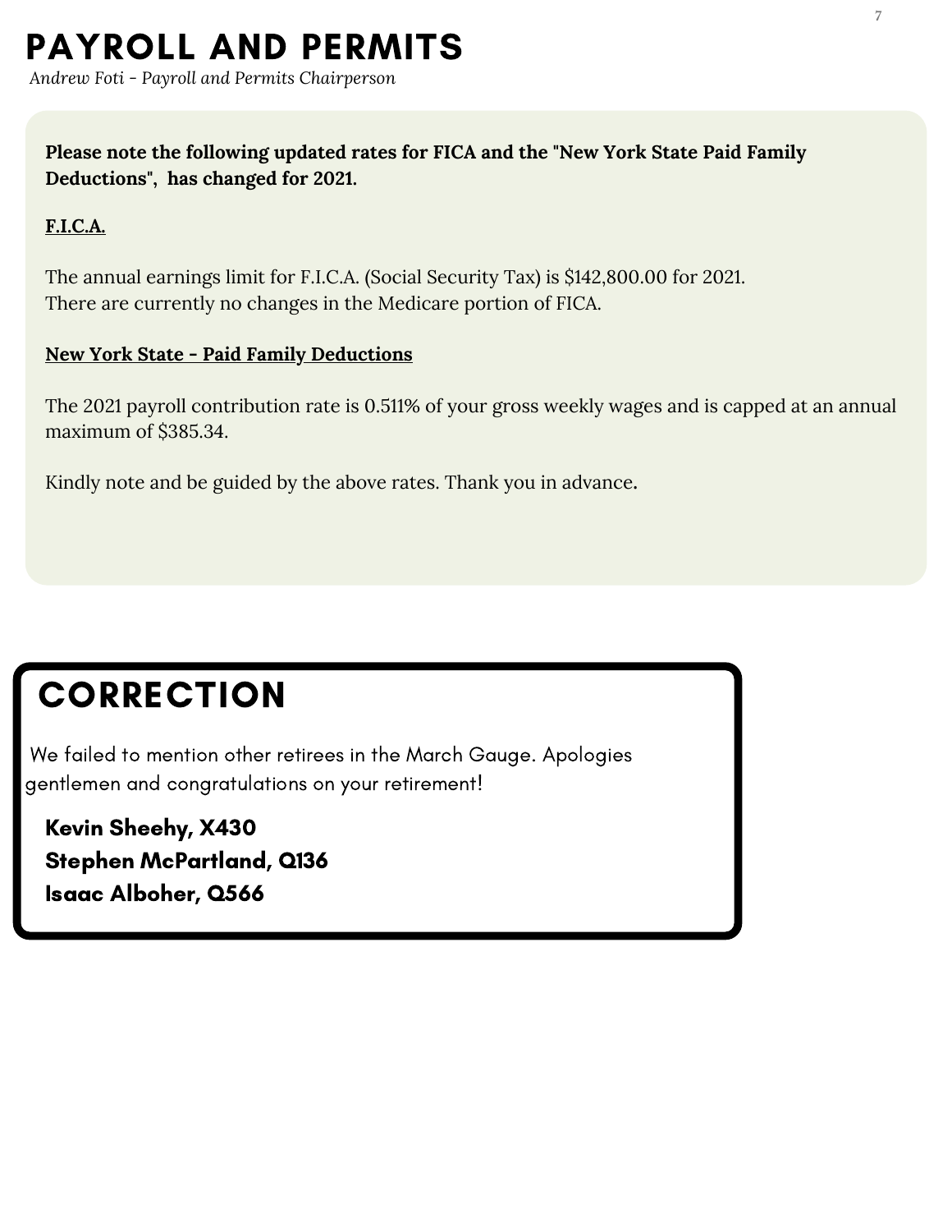# PAYROLL AND PERMITS

*Andrew Foti - Payroll and Permits Chairperson*

**Please note the following updated rates for FICA and the "New York State Paid Family Deductions", has changed for 2021.**

**F.I.C.A.**

The annual earnings limit for F.I.C.A. (Social Security Tax) is $142,800.00 for 2021.
There are currently no changes in the Medicare portion of FICA.

**New York State - Paid Family Deductions**

The 2021 payroll contribution rate is 0.511% of your gross weekly wages and is capped at an annual maximum of $385.34.

Kindly note and be guided by the above rates. Thank you in advance.

# CORRECTION

We failed to mention other retirees in the March Gauge. Apologies gentlemen and congratulations on your retirement!

**Kevin Sheehy, X430**
**Stephen McPartland, Q136**
**Isaac Alboher, Q566**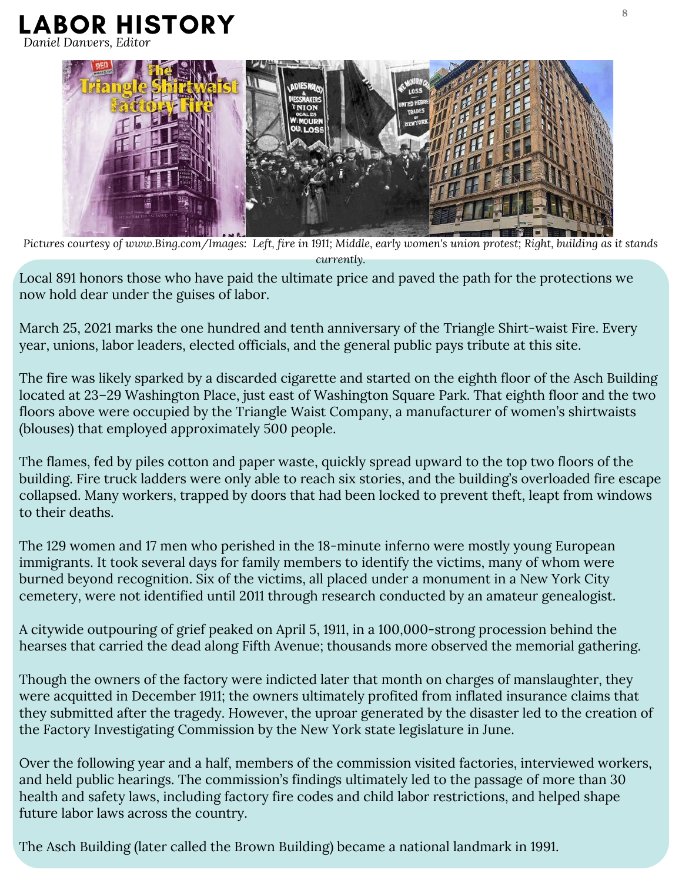# LABOR HISTORY

*Daniel Danvers, Editor*

*Pictures courtesy of www.Bing.com/Images: Left, fire in 1911; Middle, early women's union protest; Right, building as it stands currently.*

Local 891 honors those who have paid the ultimate price and paved the path for the protections we now hold dear under the guises of labor.

March 25, 2021 marks the one hundred and tenth anniversary of the Triangle Shirt-waist Fire. Every year, unions, labor leaders, elected officials, and the general public pays tribute at this site.

The fire was likely sparked by a discarded cigarette and started on the eighth floor of the Asch Building located at 23–29 Washington Place, just east of Washington Square Park. That eighth floor and the two floors above were occupied by the Triangle Waist Company, a manufacturer of women's shirtwaists (blouses) that employed approximately 500 people.

The flames, fed by piles cotton and paper waste, quickly spread upward to the top two floors of the building. Fire truck ladders were only able to reach six stories, and the building's overloaded fire escape collapsed. Many workers, trapped by doors that had been locked to prevent theft, leapt from windows to their deaths.

The 129 women and 17 men who perished in the 18-minute inferno were mostly young European immigrants. It took several days for family members to identify the victims, many of whom were burned beyond recognition. Six of the victims, all placed under a monument in a New York City cemetery, were not identified until 2011 through research conducted by an amateur genealogist.

A citywide outpouring of grief peaked on April 5, 1911, in a 100,000-strong procession behind the hearses that carried the dead along Fifth Avenue; thousands more observed the memorial gathering.

Though the owners of the factory were indicted later that month on charges of manslaughter, they were acquitted in December 1911; the owners ultimately profited from inflated insurance claims that they submitted after the tragedy. However, the uproar generated by the disaster led to the creation of the Factory Investigating Commission by the New York state legislature in June.

Over the following year and a half, members of the commission visited factories, interviewed workers, and held public hearings. The commission's findings ultimately led to the passage of more than 30 health and safety laws, including factory fire codes and child labor restrictions, and helped shape future labor laws across the country.

The Asch Building (later called the Brown Building) became a national landmark in 1991.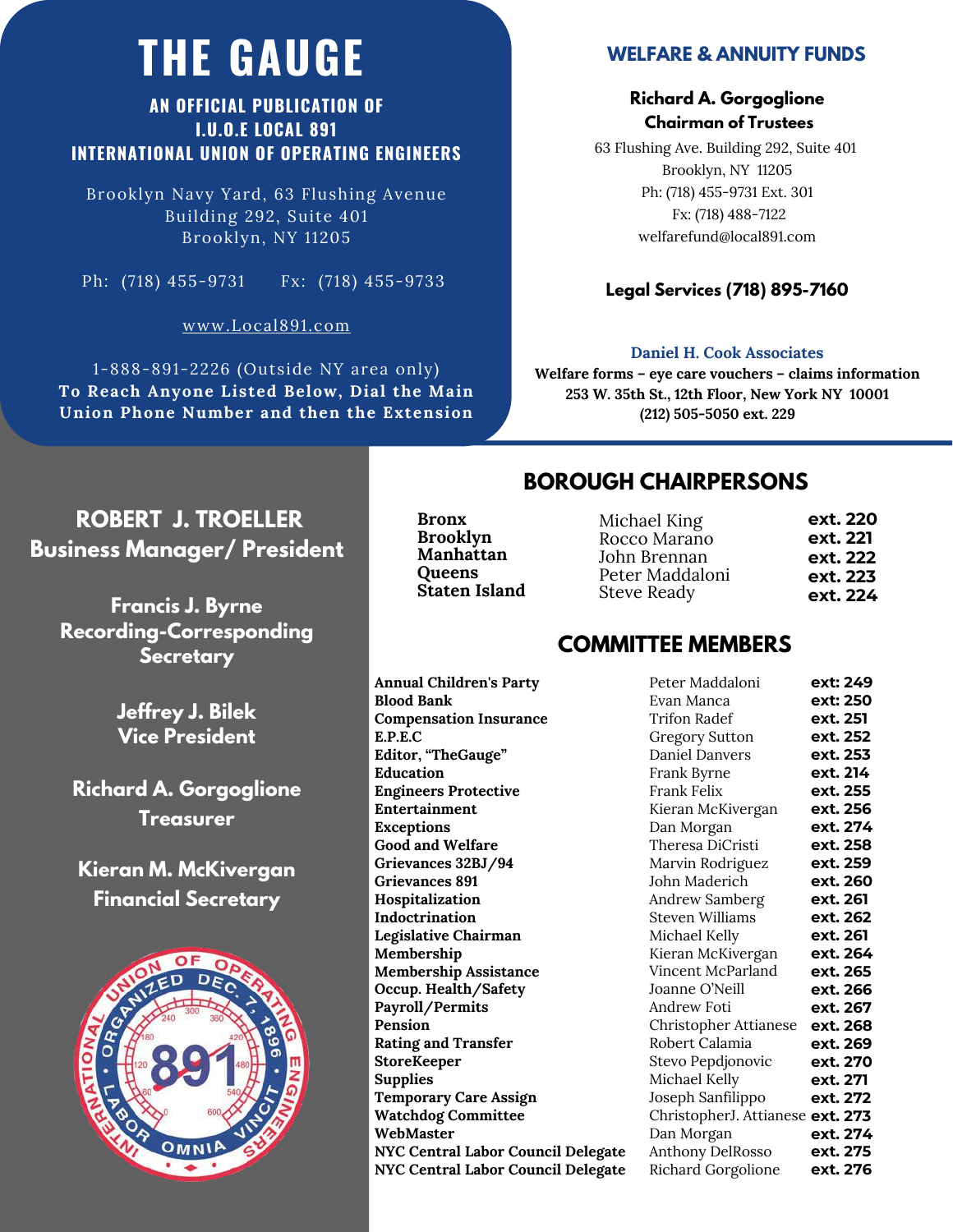# THE GAUGE

**AN OFFICIAL PUBLICATION OF**
**I.U.O.E LOCAL 891**
**INTERNATIONAL UNION OF OPERATING ENGINEERS**

Brooklyn Navy Yard, 63 Flushing Avenue
Building 292, Suite 401
Brooklyn, NY 11205

Ph: (718) 455-9731 Fx: (718) 455-9733

www.Local891.com

1-888-891-2226 (Outside NY area only)
**To Reach Anyone Listed Below, Dial the Main Union Phone Number and then the Extension**

## WELFARE & ANNUITY FUNDS

**Richard A. Gorgoglione**
**Chairman of Trustees**
63 Flushing Ave. Building 292, Suite 401
Brooklyn, NY 11205
Ph: (718) 455-9731 Ext. 301
Fx: (718) 488-7122
welfarefund@local891.com

**Legal Services (718) 895-7160**

**Daniel H. Cook Associates**
**Welfare forms – eye care vouchers – claims information**
**253 W. 35th St., 12th Floor, New York NY 10001**
**(212) 505-5050 ext. 229**

**ROBERT J. TROELLER**
**Business Manager/ President**

**Francis J. Byrne**
**Recording-Corresponding Secretary**

**Jeffrey J. Bilek**
**Vice President**

**Richard A. Gorgoglione**
**Treasurer**

**Kieran M. McKivergan**
**Financial Secretary**

## BOROUGH CHAIRPERSONS

| | | |
|---|---|---|
| **Bronx** | Michael King | **ext. 220** |
| **Brooklyn** | Rocco Marano | **ext. 221** |
| **Manhattan** | John Brennan | **ext. 222** |
| **Queens** | Peter Maddaloni | **ext. 223** |
| **Staten Island** | Steve Ready | **ext. 224** |

## COMMITTEE MEMBERS

| | | |
|---|---|---|
| **Annual Children's Party** | Peter Maddaloni | **ext: 249** |
| **Blood Bank** | Evan Manca | **ext: 250** |
| **Compensation Insurance** | Trifon Radef | **ext. 251** |
| **E.P.E.C** | Gregory Sutton | **ext. 252** |
| **Editor, "TheGauge"** | Daniel Danvers | **ext. 253** |
| **Education** | Frank Byrne | **ext. 214** |
| **Engineers Protective** | Frank Felix | **ext. 255** |
| **Entertainment** | Kieran McKivergan | **ext. 256** |
| **Exceptions** | Dan Morgan | **ext. 274** |
| **Good and Welfare** | Theresa DiCristi | **ext. 258** |
| **Grievances 32BJ/94** | Marvin Rodriguez | **ext. 259** |
| **Grievances 891** | John Maderich | **ext. 260** |
| **Hospitalization** | Andrew Samberg | **ext. 261** |
| **Indoctrination** | Steven Williams | **ext. 262** |
| **Legislative Chairman** | Michael Kelly | **ext. 261** |
| **Membership** | Kieran McKivergan | **ext. 264** |
| **Membership Assistance** | Vincent McParland | **ext. 265** |
| **Occup. Health/Safety** | Joanne O'Neill | **ext. 266** |
| **Payroll/Permits** | Andrew Foti | **ext. 267** |
| **Pension** | Christopher Attianese | **ext. 268** |
| **Rating and Transfer** | Robert Calamia | **ext. 269** |
| **StoreKeeper** | Stevo Pepdjonovic | **ext. 270** |
| **Supplies** | Michael Kelly | **ext. 271** |
| **Temporary Care Assign** | Joseph Sanfilippo | **ext. 272** |
| **Watchdog Committee** | ChristopherJ. Attianese | **ext. 273** |
| **WebMaster** | Dan Morgan | **ext. 274** |
| **NYC Central Labor Council Delegate** | Anthony DelRosso | **ext. 275** |
| **NYC Central Labor Council Delegate** | Richard Gorgolione | **ext. 276** |